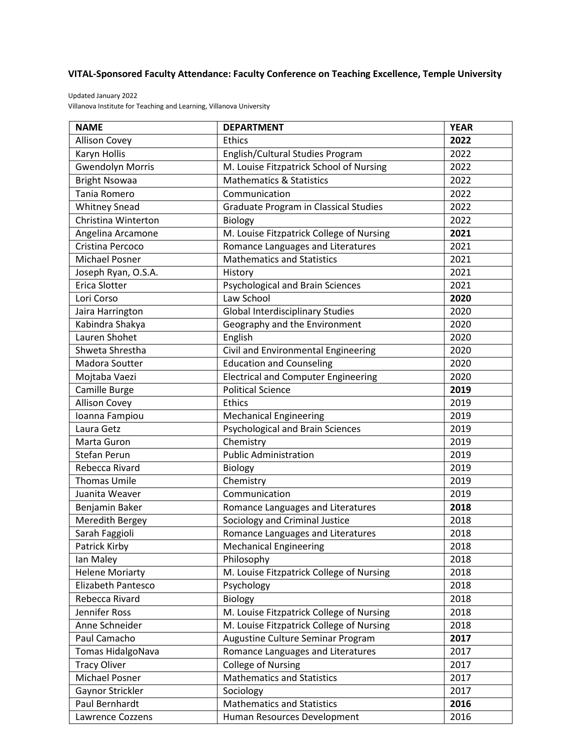**VITAL-Sponsored Faculty Attendance: Faculty Conference on Teaching Excellence, Temple University**

Updated January 2022
Villanova Institute for Teaching and Learning, Villanova University

| NAME | DEPARTMENT | YEAR |
|---|---|---|
| Allison Covey | Ethics | **2022** |
| Karyn Hollis | English/Cultural Studies Program | 2022 |
| Gwendolyn Morris | M. Louise Fitzpatrick School of Nursing | 2022 |
| Bright Nsowaa | Mathematics & Statistics | 2022 |
| Tania Romero | Communication | 2022 |
| Whitney Snead | Graduate Program in Classical Studies | 2022 |
| Christina Winterton | Biology | 2022 |
| Angelina Arcamone | M. Louise Fitzpatrick College of Nursing | **2021** |
| Cristina Percoco | Romance Languages and Literatures | 2021 |
| Michael Posner | Mathematics and Statistics | 2021 |
| Joseph Ryan, O.S.A. | History | 2021 |
| Erica Slotter | Psychological and Brain Sciences | 2021 |
| Lori Corso | Law School | **2020** |
| Jaira Harrington | Global Interdisciplinary Studies | 2020 |
| Kabindra Shakya | Geography and the Environment | 2020 |
| Lauren Shohet | English | 2020 |
| Shweta Shrestha | Civil and Environmental Engineering | 2020 |
| Madora Soutter | Education and Counseling | 2020 |
| Mojtaba Vaezi | Electrical and Computer Engineering | 2020 |
| Camille Burge | Political Science | **2019** |
| Allison Covey | Ethics | 2019 |
| Ioanna Fampiou | Mechanical Engineering | 2019 |
| Laura Getz | Psychological and Brain Sciences | 2019 |
| Marta Guron | Chemistry | 2019 |
| Stefan Perun | Public Administration | 2019 |
| Rebecca Rivard | Biology | 2019 |
| Thomas Umile | Chemistry | 2019 |
| Juanita Weaver | Communication | 2019 |
| Benjamin Baker | Romance Languages and Literatures | **2018** |
| Meredith Bergey | Sociology and Criminal Justice | 2018 |
| Sarah Faggioli | Romance Languages and Literatures | 2018 |
| Patrick Kirby | Mechanical Engineering | 2018 |
| Ian Maley | Philosophy | 2018 |
| Helene Moriarty | M. Louise Fitzpatrick College of Nursing | 2018 |
| Elizabeth Pantesco | Psychology | 2018 |
| Rebecca Rivard | Biology | 2018 |
| Jennifer Ross | M. Louise Fitzpatrick College of Nursing | 2018 |
| Anne Schneider | M. Louise Fitzpatrick College of Nursing | 2018 |
| Paul Camacho | Augustine Culture Seminar Program | **2017** |
| Tomas HidalgoNava | Romance Languages and Literatures | 2017 |
| Tracy Oliver | College of Nursing | 2017 |
| Michael Posner | Mathematics and Statistics | 2017 |
| Gaynor Strickler | Sociology | 2017 |
| Paul Bernhardt | Mathematics and Statistics | **2016** |
| Lawrence Cozzens | Human Resources Development | 2016 |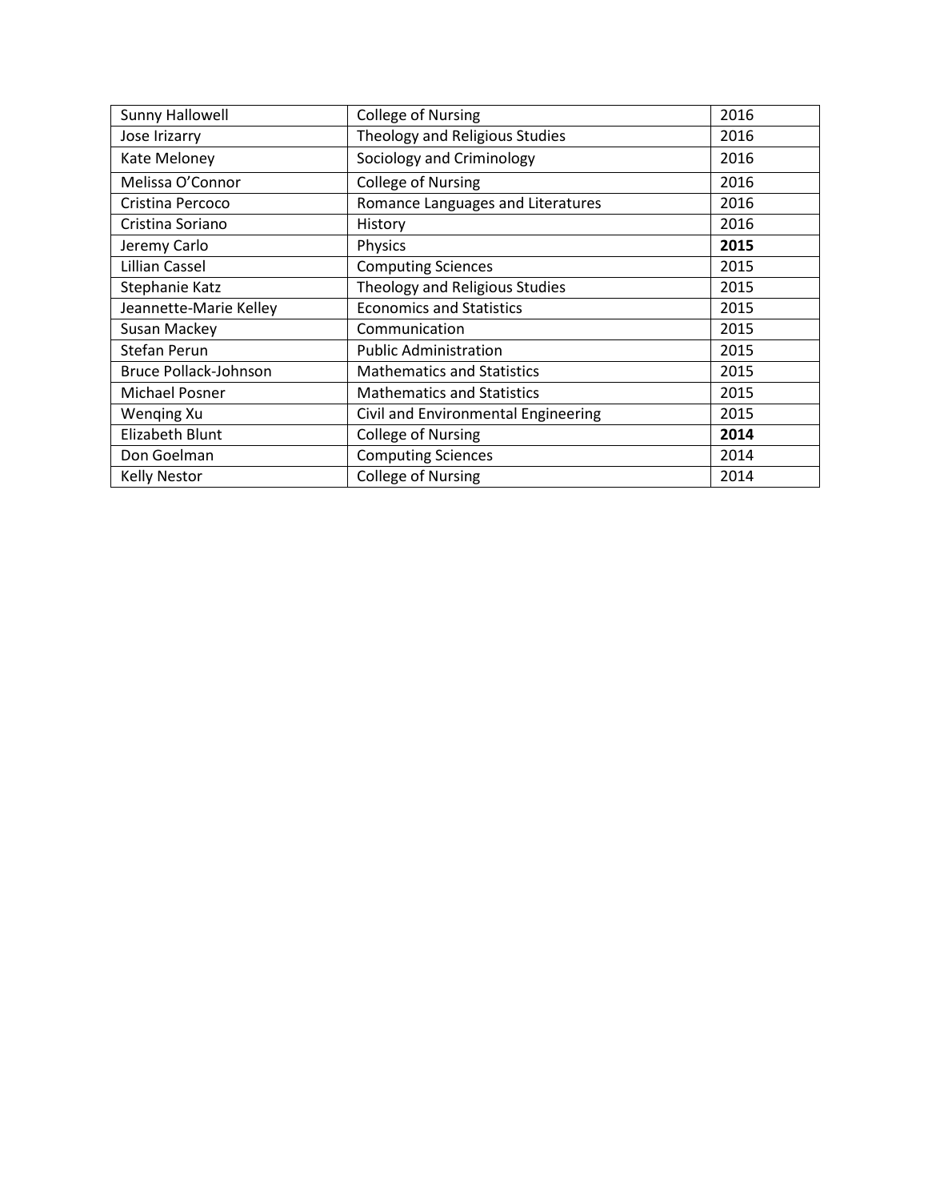| | | |
|---|---|---|
| Sunny Hallowell | College of Nursing | 2016 |
| Jose Irizarry | Theology and Religious Studies | 2016 |
| Kate Meloney | Sociology and Criminology | 2016 |
| Melissa O'Connor | College of Nursing | 2016 |
| Cristina Percoco | Romance Languages and Literatures | 2016 |
| Cristina Soriano | History | 2016 |
| Jeremy Carlo | Physics | **2015** |
| Lillian Cassel | Computing Sciences | 2015 |
| Stephanie Katz | Theology and Religious Studies | 2015 |
| Jeannette-Marie Kelley | Economics and Statistics | 2015 |
| Susan Mackey | Communication | 2015 |
| Stefan Perun | Public Administration | 2015 |
| Bruce Pollack-Johnson | Mathematics and Statistics | 2015 |
| Michael Posner | Mathematics and Statistics | 2015 |
| Wenqing Xu | Civil and Environmental Engineering | 2015 |
| Elizabeth Blunt | College of Nursing | **2014** |
| Don Goelman | Computing Sciences | 2014 |
| Kelly Nestor | College of Nursing | 2014 |